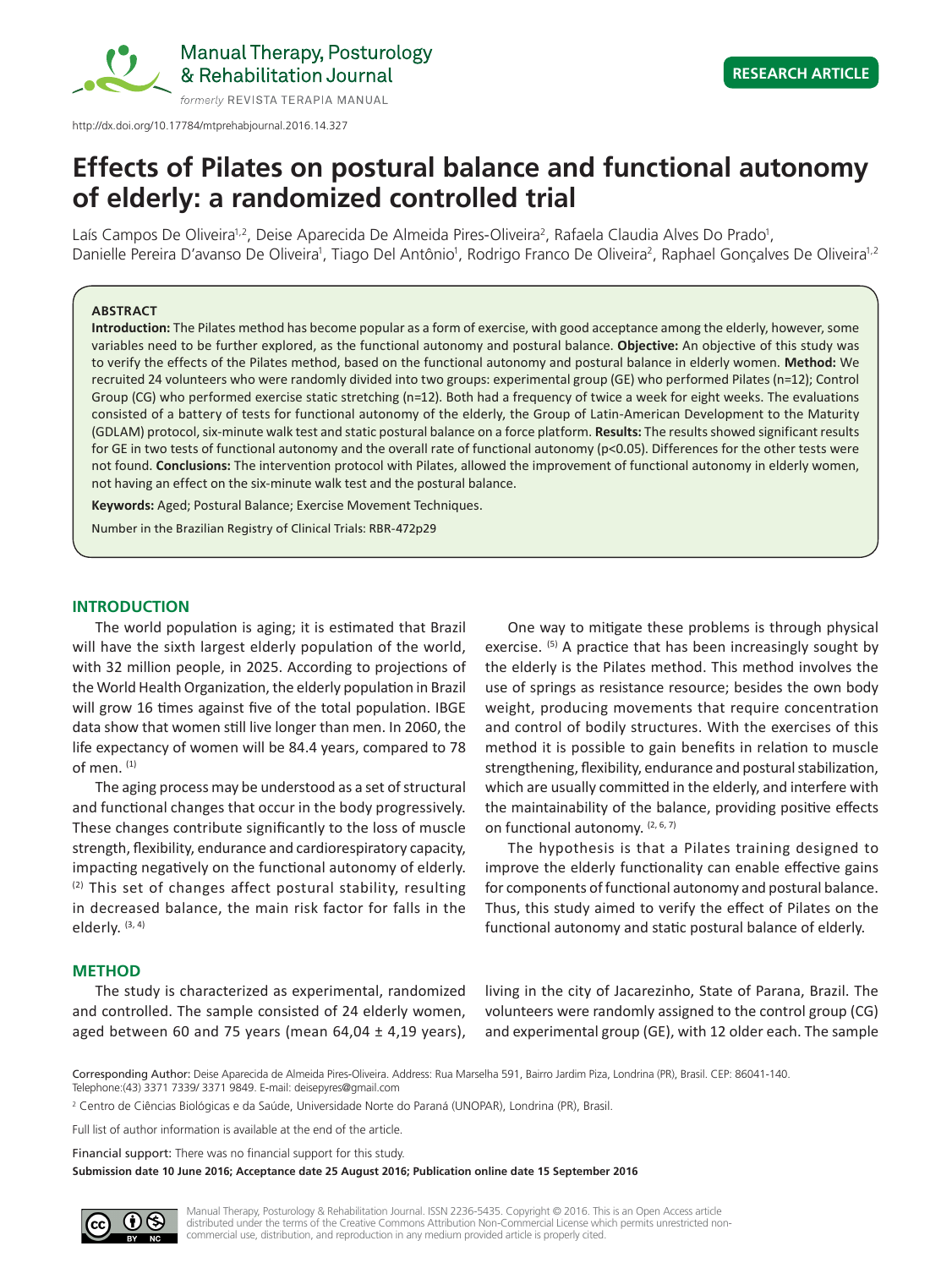http://dx.doi.org/10.17784/mtprehabjournal.2016.14.327

RESEARCH ARTICLE

# Effects of Pilates on postural balance and functional autonomy of elderly: a randomized controlled trial

Laís Campos De Oliveira[1,2], Deise Aparecida De Almeida Pires-Oliveira[2], Rafaela Claudia Alves Do Prado[1], Danielle Pereira D'avanso De Oliveira[1], Tiago Del Antônio[1], Rodrigo Franco De Oliveira[2], Raphael Gonçalves De Oliveira[1,2]

### ABSTRACT

**Introduction:** The Pilates method has become popular as a form of exercise, with good acceptance among the elderly, however, some variables need to be further explored, as the functional autonomy and postural balance. **Objective:** An objective of this study was to verify the effects of the Pilates method, based on the functional autonomy and postural balance in elderly women. **Method:** We recruited 24 volunteers who were randomly divided into two groups: experimental group (GE) who performed Pilates (n=12); Control Group (CG) who performed exercise static stretching (n=12). Both had a frequency of twice a week for eight weeks. The evaluations consisted of a battery of tests for functional autonomy of the elderly, the Group of Latin-American Development to the Maturity (GDLAM) protocol, six-minute walk test and static postural balance on a force platform. **Results:** The results showed significant results for GE in two tests of functional autonomy and the overall rate of functional autonomy ($p<0.05$). Differences for the other tests were not found. **Conclusions:** The intervention protocol with Pilates, allowed the improvement of functional autonomy in elderly women, not having an effect on the six-minute walk test and the postural balance.

**Keywords:** Aged; Postural Balance; Exercise Movement Techniques.

Number in the Brazilian Registry of Clinical Trials: RBR-472p29

## INTRODUCTION

The world population is aging; it is estimated that Brazil will have the sixth largest elderly population of the world, with 32 million people, in 2025. According to projections of the World Health Organization, the elderly population in Brazil will grow 16 times against five of the total population. IBGE data show that women still live longer than men. In 2060, the life expectancy of women will be 84.4 years, compared to 78 of men. [1]

The aging process may be understood as a set of structural and functional changes that occur in the body progressively. These changes contribute significantly to the loss of muscle strength, flexibility, endurance and cardiorespiratory capacity, impacting negatively on the functional autonomy of elderly. [2] This set of changes affect postural stability, resulting in decreased balance, the main risk factor for falls in the elderly. [3, 4]

One way to mitigate these problems is through physical exercise. [5] A practice that has been increasingly sought by the elderly is the Pilates method. This method involves the use of springs as resistance resource; besides the own body weight, producing movements that require concentration and control of bodily structures. With the exercises of this method it is possible to gain benefits in relation to muscle strengthening, flexibility, endurance and postural stabilization, which are usually committed in the elderly, and interfere with the maintainability of the balance, providing positive effects on functional autonomy. [2, 6, 7]

The hypothesis is that a Pilates training designed to improve the elderly functionality can enable effective gains for components of functional autonomy and postural balance. Thus, this study aimed to verify the effect of Pilates on the functional autonomy and static postural balance of elderly.

## METHOD

The study is characterized as experimental, randomized and controlled. The sample consisted of 24 elderly women, aged between 60 and 75 years (mean 64,04 ± 4,19 years), living in the city of Jacarezinho, State of Parana, Brazil. The volunteers were randomly assigned to the control group (CG) and experimental group (GE), with 12 older each. The sample

Corresponding Author: Deise Aparecida de Almeida Pires-Oliveira. Address: Rua Marselha 591, Bairro Jardim Piza, Londrina (PR), Brasil. CEP: 86041-140. Telephone:(43) 3371 7339/ 3371 9849. E-mail: deisepyres@gmail.com

[2] Centro de Ciências Biológicas e da Saúde, Universidade Norte do Paraná (UNOPAR), Londrina (PR), Brasil.

Full list of author information is available at the end of the article.

Financial support: There was no financial support for this study.

**Submission date 10 June 2016; Acceptance date 25 August 2016; Publication online date 15 September 2016**

Manual Therapy, Posturology & Rehabilitation Journal. ISSN 2236-5435. Copyright © 2016. This is an Open Access article distributed under the terms of the Creative Commons Attribution Non-Commercial License which permits unrestricted non-commercial use, distribution, and reproduction in any medium provided article is properly cited.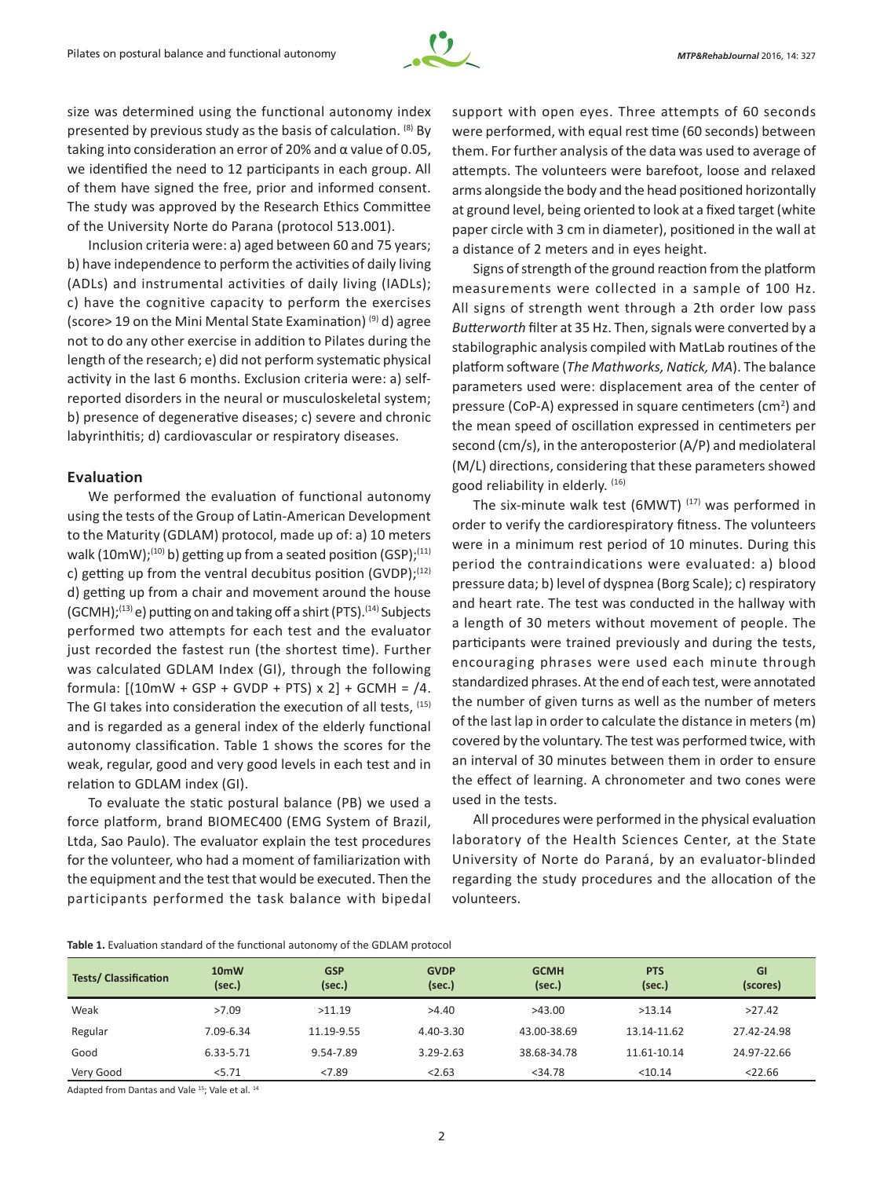size was determined using the functional autonomy index presented by previous study as the basis of calculation. [8] By taking into consideration an error of 20% and α value of 0.05, we identified the need to 12 participants in each group. All of them have signed the free, prior and informed consent. The study was approved by the Research Ethics Committee of the University Norte do Parana (protocol 513.001).

Inclusion criteria were: a) aged between 60 and 75 years; b) have independence to perform the activities of daily living (ADLs) and instrumental activities of daily living (IADLs); c) have the cognitive capacity to perform the exercises (score> 19 on the Mini Mental State Examination) [9] d) agree not to do any other exercise in addition to Pilates during the length of the research; e) did not perform systematic physical activity in the last 6 months. Exclusion criteria were: a) self-reported disorders in the neural or musculoskeletal system; b) presence of degenerative diseases; c) severe and chronic labyrinthitis; d) cardiovascular or respiratory diseases.

## Evaluation

We performed the evaluation of functional autonomy using the tests of the Group of Latin-American Development to the Maturity (GDLAM) protocol, made up of: a) 10 meters walk (10mW);[10] b) getting up from a seated position (GSP);[11] c) getting up from the ventral decubitus position (GVDP);[12] d) getting up from a chair and movement around the house (GCMH);[13] e) putting on and taking off a shirt (PTS).[14] Subjects performed two attempts for each test and the evaluator just recorded the fastest run (the shortest time). Further was calculated GDLAM Index (GI), through the following formula: [(10mW + GSP + GVDP + PTS) x 2] + GCMH = /4. The GI takes into consideration the execution of all tests, [15] and is regarded as a general index of the elderly functional autonomy classification. Table 1 shows the scores for the weak, regular, good and very good levels in each test and in relation to GDLAM index (GI).

To evaluate the static postural balance (PB) we used a force platform, brand BIOMEC400 (EMG System of Brazil, Ltda, Sao Paulo). The evaluator explain the test procedures for the volunteer, who had a moment of familiarization with the equipment and the test that would be executed. Then the participants performed the task balance with bipedal support with open eyes. Three attempts of 60 seconds were performed, with equal rest time (60 seconds) between them. For further analysis of the data was used to average of attempts. The volunteers were barefoot, loose and relaxed arms alongside the body and the head positioned horizontally at ground level, being oriented to look at a fixed target (white paper circle with 3 cm in diameter), positioned in the wall at a distance of 2 meters and in eyes height.

Signs of strength of the ground reaction from the platform measurements were collected in a sample of 100 Hz. All signs of strength went through a 2th order low pass *Butterworth* filter at 35 Hz. Then, signals were converted by a stabilographic analysis compiled with MatLab routines of the platform software (*The Mathworks, Natick, MA*). The balance parameters used were: displacement area of the center of pressure (CoP-A) expressed in square centimeters ($cm^2$) and the mean speed of oscillation expressed in centimeters per second (cm/s), in the anteroposterior (A/P) and mediolateral (M/L) directions, considering that these parameters showed good reliability in elderly. [16]

The six-minute walk test (6MWT) [17] was performed in order to verify the cardiorespiratory fitness. The volunteers were in a minimum rest period of 10 minutes. During this period the contraindications were evaluated: a) blood pressure data; b) level of dyspnea (Borg Scale); c) respiratory and heart rate. The test was conducted in the hallway with a length of 30 meters without movement of people. The participants were trained previously and during the tests, encouraging phrases were used each minute through standardized phrases. At the end of each test, were annotated the number of given turns as well as the number of meters of the last lap in order to calculate the distance in meters (m) covered by the voluntary. The test was performed twice, with an interval of 30 minutes between them in order to ensure the effect of learning. A chronometer and two cones were used in the tests.

All procedures were performed in the physical evaluation laboratory of the Health Sciences Center, at the State University of Norte do Paraná, by an evaluator-blinded regarding the study procedures and the allocation of the volunteers.

**Table 1.** Evaluation standard of the functional autonomy of the GDLAM protocol

| Tests/ Classification | 10mW (sec.) | GSP (sec.) | GVDP (sec.) | GCMH (sec.) | PTS (sec.) | GI (scores) |
|---|---|---|---|---|---|---|
| Weak | >7.09 | >11.19 | >4.40 | >43.00 | >13.14 | >27.42 |
| Regular | 7.09-6.34 | 11.19-9.55 | 4.40-3.30 | 43.00-38.69 | 13.14-11.62 | 27.42-24.98 |
| Good | 6.33-5.71 | 9.54-7.89 | 3.29-2.63 | 38.68-34.78 | 11.61-10.14 | 24.97-22.66 |
| Very Good | <5.71 | <7.89 | <2.63 | <34.78 | <10.14 | <22.66 |

Adapted from Dantas and Vale [15]; Vale et al. [14]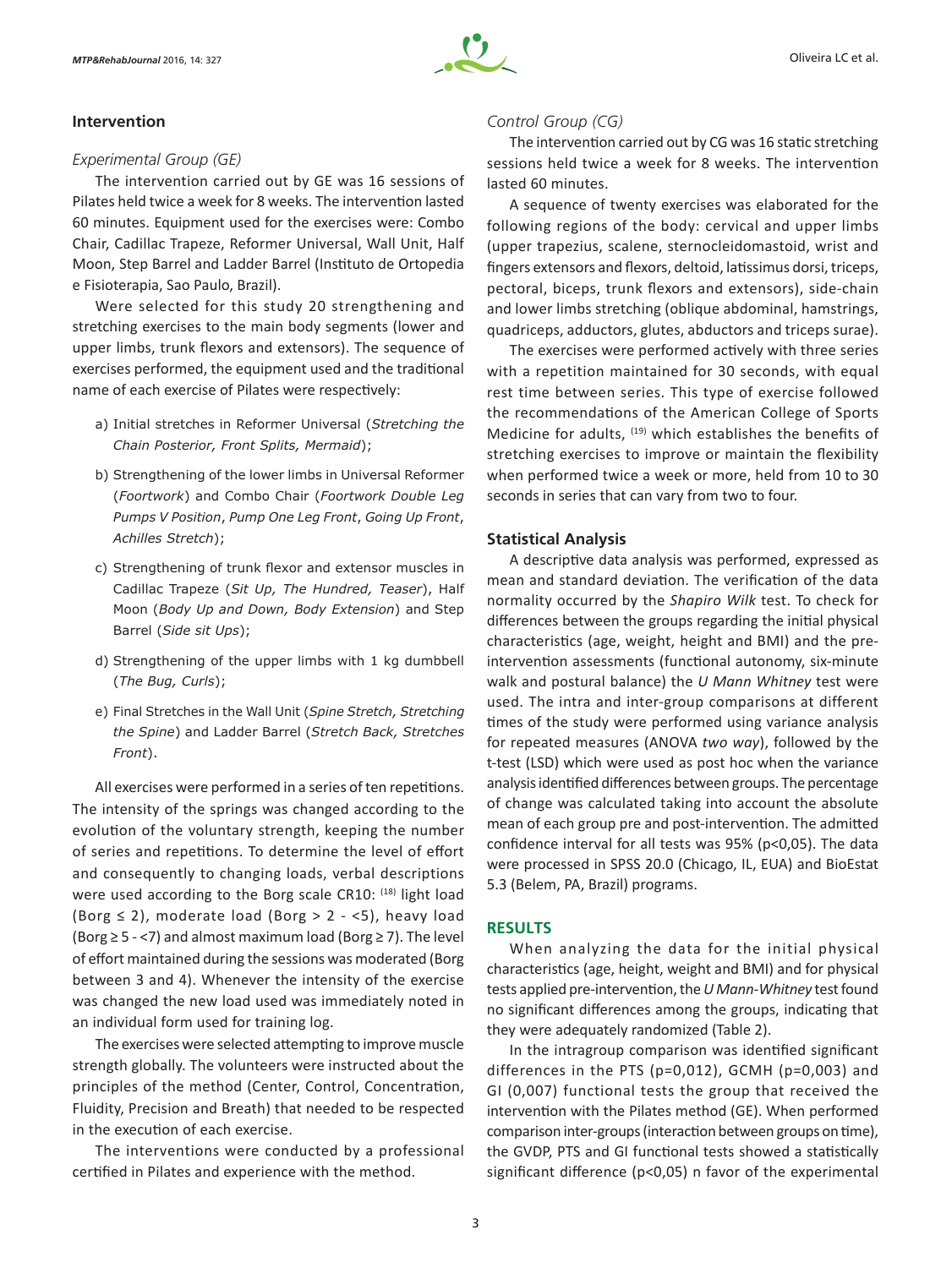## Intervention

### Experimental Group (GE)

The intervention carried out by GE was 16 sessions of Pilates held twice a week for 8 weeks. The intervention lasted 60 minutes. Equipment used for the exercises were: Combo Chair, Cadillac Trapeze, Reformer Universal, Wall Unit, Half Moon, Step Barrel and Ladder Barrel (Instituto de Ortopedia e Fisioterapia, Sao Paulo, Brazil).

Were selected for this study 20 strengthening and stretching exercises to the main body segments (lower and upper limbs, trunk flexors and extensors). The sequence of exercises performed, the equipment used and the traditional name of each exercise of Pilates were respectively:

a) Initial stretches in Reformer Universal (*Stretching the Chain Posterior, Front Splits, Mermaid*);

b) Strengthening of the lower limbs in Universal Reformer (*Foortwork*) and Combo Chair (*Foortwork Double Leg Pumps V Position*, *Pump One Leg Front*, *Going Up Front*, *Achilles Stretch*);

c) Strengthening of trunk flexor and extensor muscles in Cadillac Trapeze (*Sit Up, The Hundred, Teaser*), Half Moon (*Body Up and Down, Body Extension*) and Step Barrel (*Side sit Ups*);

d) Strengthening of the upper limbs with 1 kg dumbbell (*The Bug, Curls*);

e) Final Stretches in the Wall Unit (*Spine Stretch, Stretching the Spine*) and Ladder Barrel (*Stretch Back, Stretches Front*).

All exercises were performed in a series of ten repetitions. The intensity of the springs was changed according to the evolution of the voluntary strength, keeping the number of series and repetitions. To determine the level of effort and consequently to changing loads, verbal descriptions were used according to the Borg scale CR10: [18] light load (Borg ≤ 2), moderate load (Borg > 2 - <5), heavy load (Borg ≥ 5 - <7) and almost maximum load (Borg ≥ 7). The level of effort maintained during the sessions was moderated (Borg between 3 and 4). Whenever the intensity of the exercise was changed the new load used was immediately noted in an individual form used for training log.

The exercises were selected attempting to improve muscle strength globally. The volunteers were instructed about the principles of the method (Center, Control, Concentration, Fluidity, Precision and Breath) that needed to be respected in the execution of each exercise.

The interventions were conducted by a professional certified in Pilates and experience with the method.

### Control Group (CG)

The intervention carried out by CG was 16 static stretching sessions held twice a week for 8 weeks. The intervention lasted 60 minutes.

A sequence of twenty exercises was elaborated for the following regions of the body: cervical and upper limbs (upper trapezius, scalene, sternocleidomastoid, wrist and fingers extensors and flexors, deltoid, latissimus dorsi, triceps, pectoral, biceps, trunk flexors and extensors), side-chain and lower limbs stretching (oblique abdominal, hamstrings, quadriceps, adductors, glutes, abductors and triceps surae).

The exercises were performed actively with three series with a repetition maintained for 30 seconds, with equal rest time between series. This type of exercise followed the recommendations of the American College of Sports Medicine for adults, [19] which establishes the benefits of stretching exercises to improve or maintain the flexibility when performed twice a week or more, held from 10 to 30 seconds in series that can vary from two to four.

## Statistical Analysis

A descriptive data analysis was performed, expressed as mean and standard deviation. The verification of the data normality occurred by the *Shapiro Wilk* test. To check for differences between the groups regarding the initial physical characteristics (age, weight, height and BMI) and the pre-intervention assessments (functional autonomy, six-minute walk and postural balance) the *U Mann Whitney* test were used. The intra and inter-group comparisons at different times of the study were performed using variance analysis for repeated measures (ANOVA *two way*), followed by the t-test (LSD) which were used as post hoc when the variance analysis identified differences between groups. The percentage of change was calculated taking into account the absolute mean of each group pre and post-intervention. The admitted confidence interval for all tests was 95% ($p<0,05$). The data were processed in SPSS 20.0 (Chicago, IL, EUA) and BioEstat 5.3 (Belem, PA, Brazil) programs.

## RESULTS

When analyzing the data for the initial physical characteristics (age, height, weight and BMI) and for physical tests applied pre-intervention, the *U Mann-Whitney* test found no significant differences among the groups, indicating that they were adequately randomized (Table 2).

In the intragroup comparison was identified significant differences in the PTS ($p=0,012$), GCMH ($p=0,003$) and GI (0,007) functional tests the group that received the intervention with the Pilates method (GE). When performed comparison inter-groups (interaction between groups on time), the GVDP, PTS and GI functional tests showed a statistically significant difference ($p<0,05$) n favor of the experimental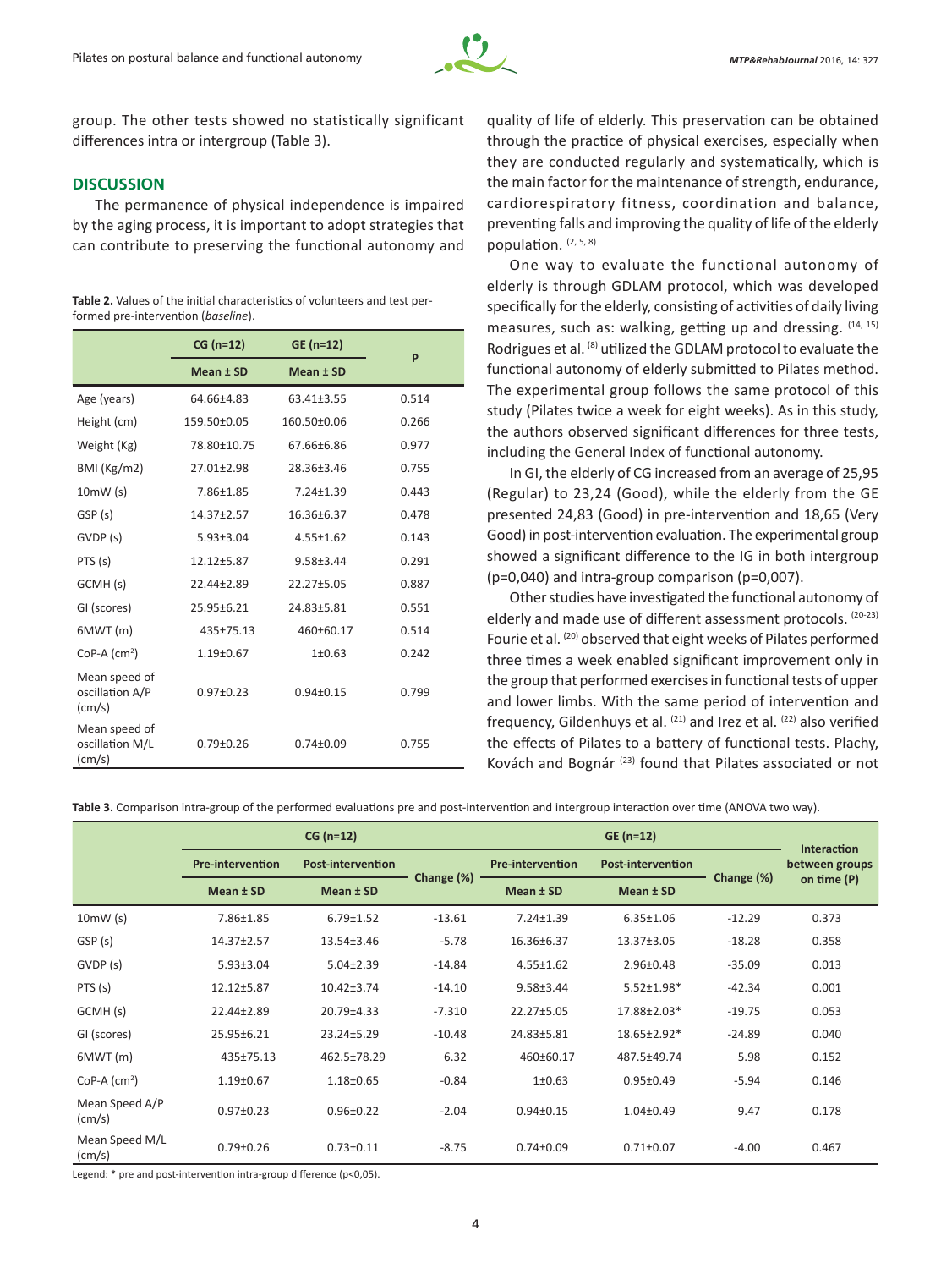group. The other tests showed no statistically significant differences intra or intergroup (Table 3).

## DISCUSSION

The permanence of physical independence is impaired by the aging process, it is important to adopt strategies that can contribute to preserving the functional autonomy and quality of life of elderly. This preservation can be obtained through the practice of physical exercises, especially when they are conducted regularly and systematically, which is the main factor for the maintenance of strength, endurance, cardiorespiratory fitness, coordination and balance, preventing falls and improving the quality of life of the elderly population. [2, 5, 8]

One way to evaluate the functional autonomy of elderly is through GDLAM protocol, which was developed specifically for the elderly, consisting of activities of daily living measures, such as: walking, getting up and dressing. [14, 15] Rodrigues et al. [8] utilized the GDLAM protocol to evaluate the functional autonomy of elderly submitted to Pilates method. The experimental group follows the same protocol of this study (Pilates twice a week for eight weeks). As in this study, the authors observed significant differences for three tests, including the General Index of functional autonomy.

In GI, the elderly of CG increased from an average of 25,95 (Regular) to 23,24 (Good), while the elderly from the GE presented 24,83 (Good) in pre-intervention and 18,65 (Very Good) in post-intervention evaluation. The experimental group showed a significant difference to the IG in both intergroup (p=0,040) and intra-group comparison (p=0,007).

Other studies have investigated the functional autonomy of elderly and made use of different assessment protocols. [20-23] Fourie et al. [20] observed that eight weeks of Pilates performed three times a week enabled significant improvement only in the group that performed exercises in functional tests of upper and lower limbs. With the same period of intervention and frequency, Gildenhuys et al. [21] and Irez et al. [22] also verified the effects of Pilates to a battery of functional tests. Plachy, Kovách and Bognár [23] found that Pilates associated or not

**Table 2.** Values of the initial characteristics of volunteers and test performed pre-intervention (*baseline*).

| | CG (n=12) | GE (n=12) | P |
|---|---|---|---|
| | Mean ± SD | Mean ± SD | |
| Age (years) | 64.66±4.83 | 63.41±3.55 | 0.514 |
| Height (cm) | 159.50±0.05 | 160.50±0.06 | 0.266 |
| Weight (Kg) | 78.80±10.75 | 67.66±6.86 | 0.977 |
| BMI (Kg/m2) | 27.01±2.98 | 28.36±3.46 | 0.755 |
| 10mW (s) | 7.86±1.85 | 7.24±1.39 | 0.443 |
| GSP (s) | 14.37±2.57 | 16.36±6.37 | 0.478 |
| GVDP (s) | 5.93±3.04 | 4.55±1.62 | 0.143 |
| PTS (s) | 12.12±5.87 | 9.58±3.44 | 0.291 |
| GCMH (s) | 22.44±2.89 | 22.27±5.05 | 0.887 |
| GI (scores) | 25.95±6.21 | 24.83±5.81 | 0.551 |
| 6MWT (m) | 435±75.13 | 460±60.17 | 0.514 |
| CoP-A ($cm^2$) | 1.19±0.67 | 1±0.63 | 0.242 |
| Mean speed of oscillation A/P (cm/s) | 0.97±0.23 | 0.94±0.15 | 0.799 |
| Mean speed of oscillation M/L (cm/s) | 0.79±0.26 | 0.74±0.09 | 0.755 |

**Table 3.** Comparison intra-group of the performed evaluations pre and post-intervention and intergroup interaction over time (ANOVA two way).

| | CG (n=12) | | | GE (n=12) | | | Interaction between groups on time (P) |
|---|---|---|---|---|---|---|---|
| | Pre-intervention | Post-intervention | Change (%) | Pre-intervention | Post-intervention | Change (%) | |
| | Mean ± SD | Mean ± SD | | Mean ± SD | Mean ± SD | | |
| 10mW (s) | 7.86±1.85 | 6.79±1.52 | -13.61 | 7.24±1.39 | 6.35±1.06 | -12.29 | 0.373 |
| GSP (s) | 14.37±2.57 | 13.54±3.46 | -5.78 | 16.36±6.37 | 13.37±3.05 | -18.28 | 0.358 |
| GVDP (s) | 5.93±3.04 | 5.04±2.39 | -14.84 | 4.55±1.62 | 2.96±0.48 | -35.09 | 0.013 |
| PTS (s) | 12.12±5.87 | 10.42±3.74 | -14.10 | 9.58±3.44 | 5.52±1.98* | -42.34 | 0.001 |
| GCMH (s) | 22.44±2.89 | 20.79±4.33 | -7.310 | 22.27±5.05 | 17.88±2.03* | -19.75 | 0.053 |
| GI (scores) | 25.95±6.21 | 23.24±5.29 | -10.48 | 24.83±5.81 | 18.65±2.92* | -24.89 | 0.040 |
| 6MWT (m) | 435±75.13 | 462.5±78.29 | 6.32 | 460±60.17 | 487.5±49.74 | 5.98 | 0.152 |
| CoP-A ($cm^2$) | 1.19±0.67 | 1.18±0.65 | -0.84 | 1±0.63 | 0.95±0.49 | -5.94 | 0.146 |
| Mean Speed A/P (cm/s) | 0.97±0.23 | 0.96±0.22 | -2.04 | 0.94±0.15 | 1.04±0.49 | 9.47 | 0.178 |
| Mean Speed M/L (cm/s) | 0.79±0.26 | 0.73±0.11 | -8.75 | 0.74±0.09 | 0.71±0.07 | -4.00 | 0.467 |

Legend: * pre and post-intervention intra-group difference (p<0,05).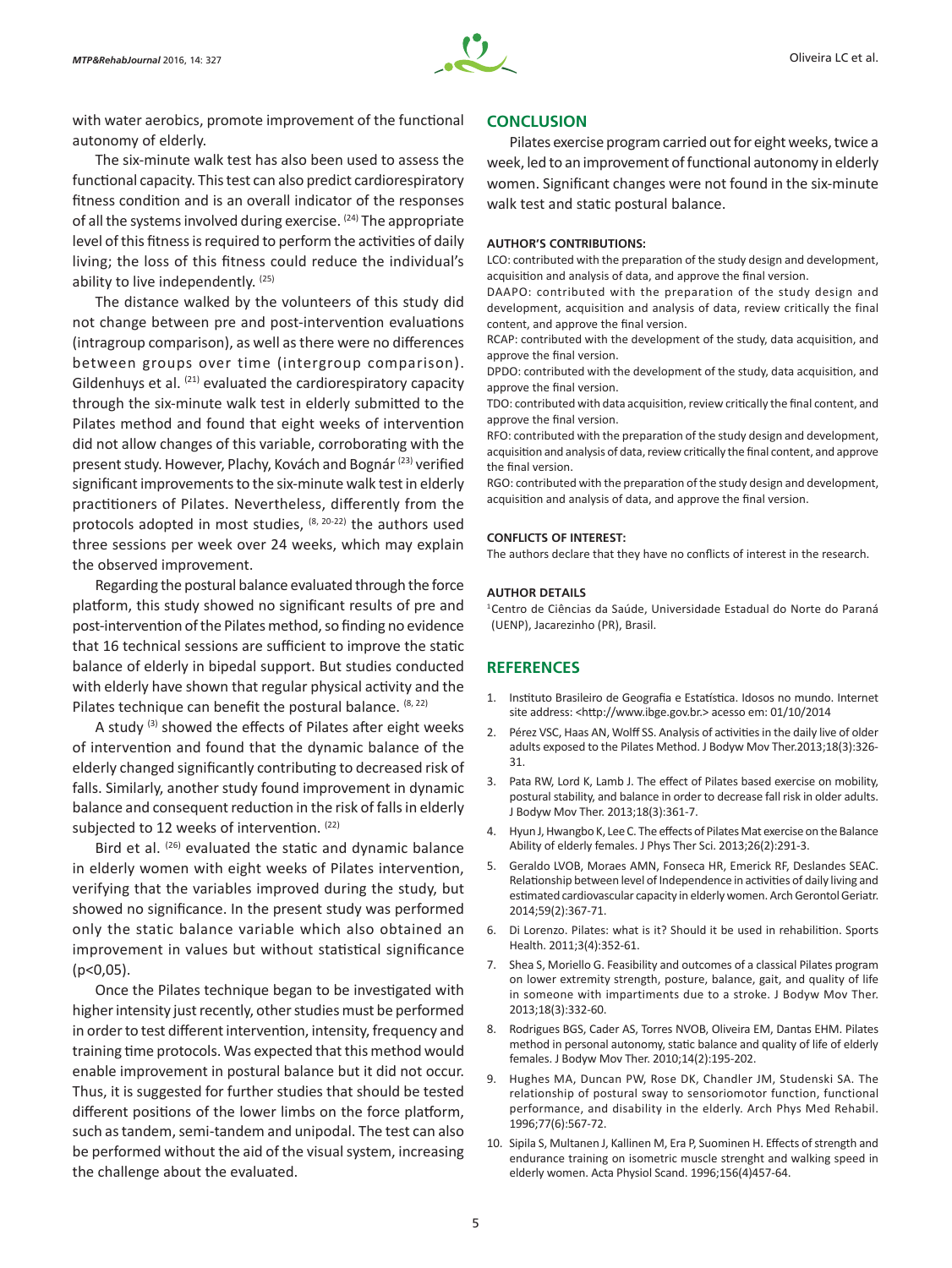with water aerobics, promote improvement of the functional autonomy of elderly.

The six-minute walk test has also been used to assess the functional capacity. This test can also predict cardiorespiratory fitness condition and is an overall indicator of the responses of all the systems involved during exercise. [24] The appropriate level of this fitness is required to perform the activities of daily living; the loss of this fitness could reduce the individual's ability to live independently. [25]

The distance walked by the volunteers of this study did not change between pre and post-intervention evaluations (intragroup comparison), as well as there were no differences between groups over time (intergroup comparison). Gildenhuys et al. [21] evaluated the cardiorespiratory capacity through the six-minute walk test in elderly submitted to the Pilates method and found that eight weeks of intervention did not allow changes of this variable, corroborating with the present study. However, Plachy, Kovách and Bognár [23] verified significant improvements to the six-minute walk test in elderly practitioners of Pilates. Nevertheless, differently from the protocols adopted in most studies, [8, 20-22] the authors used three sessions per week over 24 weeks, which may explain the observed improvement.

Regarding the postural balance evaluated through the force platform, this study showed no significant results of pre and post-intervention of the Pilates method, so finding no evidence that 16 technical sessions are sufficient to improve the static balance of elderly in bipedal support. But studies conducted with elderly have shown that regular physical activity and the Pilates technique can benefit the postural balance. [8, 22]

A study [3] showed the effects of Pilates after eight weeks of intervention and found that the dynamic balance of the elderly changed significantly contributing to decreased risk of falls. Similarly, another study found improvement in dynamic balance and consequent reduction in the risk of falls in elderly subjected to 12 weeks of intervention. [22]

Bird et al. [26] evaluated the static and dynamic balance in elderly women with eight weeks of Pilates intervention, verifying that the variables improved during the study, but showed no significance. In the present study was performed only the static balance variable which also obtained an improvement in values but without statistical significance ($p<0,05$).

Once the Pilates technique began to be investigated with higher intensity just recently, other studies must be performed in order to test different intervention, intensity, frequency and training time protocols. Was expected that this method would enable improvement in postural balance but it did not occur. Thus, it is suggested for further studies that should be tested different positions of the lower limbs on the force platform, such as tandem, semi-tandem and unipodal. The test can also be performed without the aid of the visual system, increasing the challenge about the evaluated.

## CONCLUSION

Pilates exercise program carried out for eight weeks, twice a week, led to an improvement of functional autonomy in elderly women. Significant changes were not found in the six-minute walk test and static postural balance.

**AUTHOR'S CONTRIBUTIONS:**

LCO: contributed with the preparation of the study design and development, acquisition and analysis of data, and approve the final version.

DAAPO: contributed with the preparation of the study design and development, acquisition and analysis of data, review critically the final content, and approve the final version.

RCAP: contributed with the development of the study, data acquisition, and approve the final version.

DPDO: contributed with the development of the study, data acquisition, and approve the final version.

TDO: contributed with data acquisition, review critically the final content, and approve the final version.

RFO: contributed with the preparation of the study design and development, acquisition and analysis of data, review critically the final content, and approve the final version.

RGO: contributed with the preparation of the study design and development, acquisition and analysis of data, and approve the final version.

**CONFLICTS OF INTEREST:**

The authors declare that they have no conflicts of interest in the research.

**AUTHOR DETAILS**

[1]Centro de Ciências da Saúde, Universidade Estadual do Norte do Paraná (UENP), Jacarezinho (PR), Brasil.

## REFERENCES

1. Instituto Brasileiro de Geografia e Estatística. Idosos no mundo. Internet site address: <http://www.ibge.gov.br.> acesso em: 01/10/2014
2. Pérez VSC, Haas AN, Wolff SS. Analysis of activities in the daily live of older adults exposed to the Pilates Method. J Bodyw Mov Ther.2013;18(3):326-31.
3. Pata RW, Lord K, Lamb J. The effect of Pilates based exercise on mobility, postural stability, and balance in order to decrease fall risk in older adults. J Bodyw Mov Ther. 2013;18(3):361-7.
4. Hyun J, Hwangbo K, Lee C. The effects of Pilates Mat exercise on the Balance Ability of elderly females. J Phys Ther Sci. 2013;26(2):291-3.
5. Geraldo LVOB, Moraes AMN, Fonseca HR, Emerick RF, Deslandes SEAC. Relationship between level of Independence in activities of daily living and estimated cardiovascular capacity in elderly women. Arch Gerontol Geriatr. 2014;59(2):367-71.
6. Di Lorenzo. Pilates: what is it? Should it be used in rehabilition. Sports Health. 2011;3(4):352-61.
7. Shea S, Moriello G. Feasibility and outcomes of a classical Pilates program on lower extremity strength, posture, balance, gait, and quality of life in someone with impartiments due to a stroke. J Bodyw Mov Ther. 2013;18(3):332-60.
8. Rodrigues BGS, Cader AS, Torres NVOB, Oliveira EM, Dantas EHM. Pilates method in personal autonomy, static balance and quality of life of elderly females. J Bodyw Mov Ther. 2010;14(2):195-202.
9. Hughes MA, Duncan PW, Rose DK, Chandler JM, Studenski SA. The relationship of postural sway to sensoriomotor function, functional performance, and disability in the elderly. Arch Phys Med Rehabil. 1996;77(6):567-72.
10. Sipila S, Multanen J, Kallinen M, Era P, Suominen H. Effects of strength and endurance training on isometric muscle strenght and walking speed in elderly women. Acta Physiol Scand. 1996;156(4)457-64.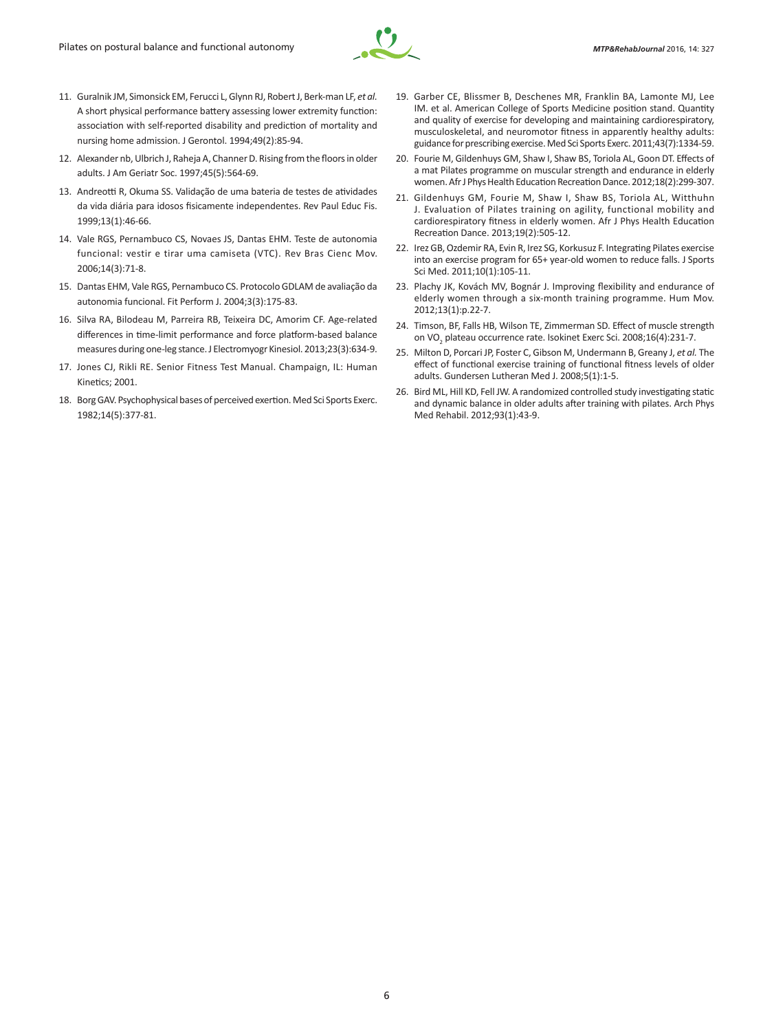11. Guralnik JM, Simonsick EM, Ferucci L, Glynn RJ, Robert J, Berk-man LF, *et al.* A short physical performance battery assessing lower extremity function: association with self-reported disability and prediction of mortality and nursing home admission. J Gerontol. 1994;49(2):85-94.
12. Alexander nb, Ulbrich J, Raheja A, Channer D. Rising from the floors in older adults. J Am Geriatr Soc. 1997;45(5):564-69.
13. Andreotti R, Okuma SS. Validação de uma bateria de testes de atividades da vida diária para idosos fisicamente independentes. Rev Paul Educ Fis. 1999;13(1):46-66.
14. Vale RGS, Pernambuco CS, Novaes JS, Dantas EHM. Teste de autonomia funcional: vestir e tirar uma camiseta (VTC). Rev Bras Cienc Mov. 2006;14(3):71-8.
15. Dantas EHM, Vale RGS, Pernambuco CS. Protocolo GDLAM de avaliação da autonomia funcional. Fit Perform J. 2004;3(3):175-83.
16. Silva RA, Bilodeau M, Parreira RB, Teixeira DC, Amorim CF. Age-related differences in time-limit performance and force platform-based balance measures during one-leg stance. J Electromyogr Kinesiol. 2013;23(3):634-9.
17. Jones CJ, Rikli RE. Senior Fitness Test Manual. Champaign, IL: Human Kinetics; 2001.
18. Borg GAV. Psychophysical bases of perceived exertion. Med Sci Sports Exerc. 1982;14(5):377-81.
19. Garber CE, Blissmer B, Deschenes MR, Franklin BA, Lamonte MJ, Lee IM. et al. American College of Sports Medicine position stand. Quantity and quality of exercise for developing and maintaining cardiorespiratory, musculoskeletal, and neuromotor fitness in apparently healthy adults: guidance for prescribing exercise. Med Sci Sports Exerc. 2011;43(7):1334-59.
20. Fourie M, Gildenhuys GM, Shaw I, Shaw BS, Toriola AL, Goon DT. Effects of a mat Pilates programme on muscular strength and endurance in elderly women. Afr J Phys Health Education Recreation Dance. 2012;18(2):299-307.
21. Gildenhuys GM, Fourie M, Shaw I, Shaw BS, Toriola AL, Witthuhn J. Evaluation of Pilates training on agility, functional mobility and cardiorespiratory fitness in elderly women. Afr J Phys Health Education Recreation Dance. 2013;19(2):505-12.
22. Irez GB, Ozdemir RA, Evin R, Irez SG, Korkusuz F. Integrating Pilates exercise into an exercise program for 65+ year-old women to reduce falls. J Sports Sci Med. 2011;10(1):105-11.
23. Plachy JK, Kovách MV, Bognár J. Improving flexibility and endurance of elderly women through a six-month training programme. Hum Mov. 2012;13(1):p.22-7.
24. Timson, BF, Falls HB, Wilson TE, Zimmerman SD. Effect of muscle strength on $VO_2$ plateau occurrence rate. Isokinet Exerc Sci. 2008;16(4):231-7.
25. Milton D, Porcari JP, Foster C, Gibson M, Undermann B, Greany J, *et al.* The effect of functional exercise training of functional fitness levels of older adults. Gundersen Lutheran Med J. 2008;5(1):1-5.
26. Bird ML, Hill KD, Fell JW. A randomized controlled study investigating static and dynamic balance in older adults after training with pilates. Arch Phys Med Rehabil. 2012;93(1):43-9.